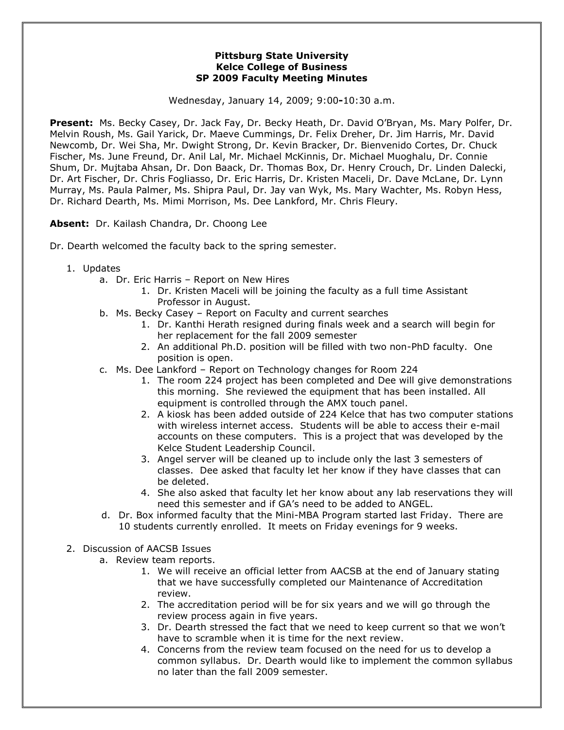**Pittsburg State University**
**Kelce College of Business**
**SP 2009 Faculty Meeting Minutes**

Wednesday, January 14, 2009; 9:00-10:30 a.m.

**Present:** Ms. Becky Casey, Dr. Jack Fay, Dr. Becky Heath, Dr. David O'Bryan, Ms. Mary Polfer, Dr. Melvin Roush, Ms. Gail Yarick, Dr. Maeve Cummings, Dr. Felix Dreher, Dr. Jim Harris, Mr. David Newcomb, Dr. Wei Sha, Mr. Dwight Strong, Dr. Kevin Bracker, Dr. Bienvenido Cortes, Dr. Chuck Fischer, Ms. June Freund, Dr. Anil Lal, Mr. Michael McKinnis, Dr. Michael Muoghalu, Dr. Connie Shum, Dr. Mujtaba Ahsan, Dr. Don Baack, Dr. Thomas Box, Dr. Henry Crouch, Dr. Linden Dalecki, Dr. Art Fischer, Dr. Chris Fogliasso, Dr. Eric Harris, Dr. Kristen Maceli, Dr. Dave McLane, Dr. Lynn Murray, Ms. Paula Palmer, Ms. Shipra Paul, Dr. Jay van Wyk, Ms. Mary Wachter, Ms. Robyn Hess, Dr. Richard Dearth, Ms. Mimi Morrison, Ms. Dee Lankford, Mr. Chris Fleury.

**Absent:** Dr. Kailash Chandra, Dr. Choong Lee

Dr. Dearth welcomed the faculty back to the spring semester.

1. Updates
   a. Dr. Eric Harris – Report on New Hires
      1. Dr. Kristen Maceli will be joining the faculty as a full time Assistant Professor in August.
   b. Ms. Becky Casey – Report on Faculty and current searches
      1. Dr. Kanthi Herath resigned during finals week and a search will begin for her replacement for the fall 2009 semester
      2. An additional Ph.D. position will be filled with two non-PhD faculty. One position is open.
   c. Ms. Dee Lankford – Report on Technology changes for Room 224
      1. The room 224 project has been completed and Dee will give demonstrations this morning. She reviewed the equipment that has been installed. All equipment is controlled through the AMX touch panel.
      2. A kiosk has been added outside of 224 Kelce that has two computer stations with wireless internet access. Students will be able to access their e-mail accounts on these computers. This is a project that was developed by the Kelce Student Leadership Council.
      3. Angel server will be cleaned up to include only the last 3 semesters of classes. Dee asked that faculty let her know if they have classes that can be deleted.
      4. She also asked that faculty let her know about any lab reservations they will need this semester and if GA's need to be added to ANGEL.
   d. Dr. Box informed faculty that the Mini-MBA Program started last Friday. There are 10 students currently enrolled. It meets on Friday evenings for 9 weeks.

2. Discussion of AACSB Issues
   a. Review team reports.
      1. We will receive an official letter from AACSB at the end of January stating that we have successfully completed our Maintenance of Accreditation review.
      2. The accreditation period will be for six years and we will go through the review process again in five years.
      3. Dr. Dearth stressed the fact that we need to keep current so that we won't have to scramble when it is time for the next review.
      4. Concerns from the review team focused on the need for us to develop a common syllabus. Dr. Dearth would like to implement the common syllabus no later than the fall 2009 semester.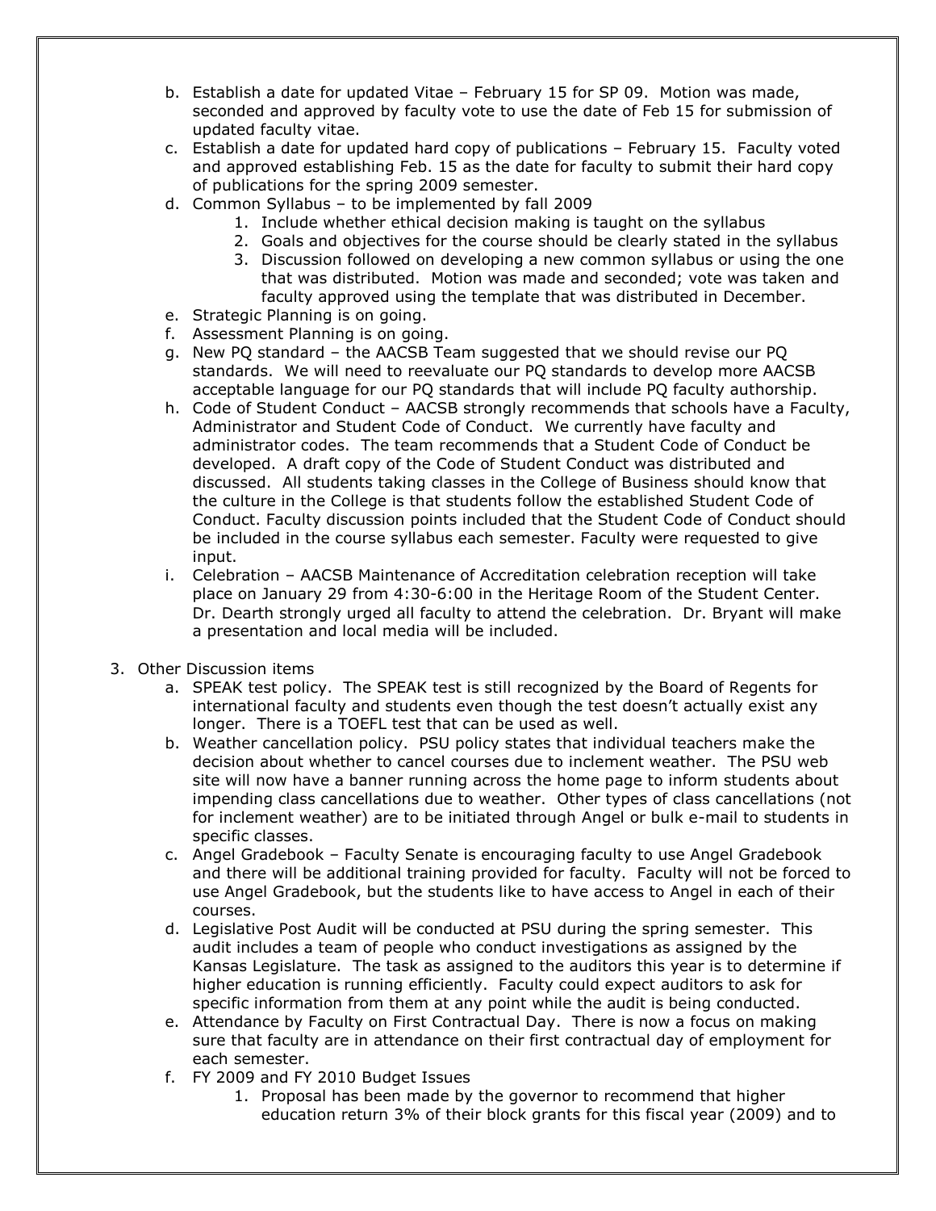b. Establish a date for updated Vitae – February 15 for SP 09. Motion was made, seconded and approved by faculty vote to use the date of Feb 15 for submission of updated faculty vitae.

c. Establish a date for updated hard copy of publications – February 15. Faculty voted and approved establishing Feb. 15 as the date for faculty to submit their hard copy of publications for the spring 2009 semester.

d. Common Syllabus – to be implemented by fall 2009
    1. Include whether ethical decision making is taught on the syllabus
    2. Goals and objectives for the course should be clearly stated in the syllabus
    3. Discussion followed on developing a new common syllabus or using the one that was distributed. Motion was made and seconded; vote was taken and faculty approved using the template that was distributed in December.

e. Strategic Planning is on going.

f. Assessment Planning is on going.

g. New PQ standard – the AACSB Team suggested that we should revise our PQ standards. We will need to reevaluate our PQ standards to develop more AACSB acceptable language for our PQ standards that will include PQ faculty authorship.

h. Code of Student Conduct – AACSB strongly recommends that schools have a Faculty, Administrator and Student Code of Conduct. We currently have faculty and administrator codes. The team recommends that a Student Code of Conduct be developed. A draft copy of the Code of Student Conduct was distributed and discussed. All students taking classes in the College of Business should know that the culture in the College is that students follow the established Student Code of Conduct. Faculty discussion points included that the Student Code of Conduct should be included in the course syllabus each semester. Faculty were requested to give input.

i. Celebration – AACSB Maintenance of Accreditation celebration reception will take place on January 29 from 4:30-6:00 in the Heritage Room of the Student Center. Dr. Dearth strongly urged all faculty to attend the celebration. Dr. Bryant will make a presentation and local media will be included.

3. Other Discussion items

    a. SPEAK test policy. The SPEAK test is still recognized by the Board of Regents for international faculty and students even though the test doesn't actually exist any longer. There is a TOEFL test that can be used as well.

    b. Weather cancellation policy. PSU policy states that individual teachers make the decision about whether to cancel courses due to inclement weather. The PSU web site will now have a banner running across the home page to inform students about impending class cancellations due to weather. Other types of class cancellations (not for inclement weather) are to be initiated through Angel or bulk e-mail to students in specific classes.

    c. Angel Gradebook – Faculty Senate is encouraging faculty to use Angel Gradebook and there will be additional training provided for faculty. Faculty will not be forced to use Angel Gradebook, but the students like to have access to Angel in each of their courses.

    d. Legislative Post Audit will be conducted at PSU during the spring semester. This audit includes a team of people who conduct investigations as assigned by the Kansas Legislature. The task as assigned to the auditors this year is to determine if higher education is running efficiently. Faculty could expect auditors to ask for specific information from them at any point while the audit is being conducted.

    e. Attendance by Faculty on First Contractual Day. There is now a focus on making sure that faculty are in attendance on their first contractual day of employment for each semester.

    f. FY 2009 and FY 2010 Budget Issues
        1. Proposal has been made by the governor to recommend that higher education return 3% of their block grants for this fiscal year (2009) and to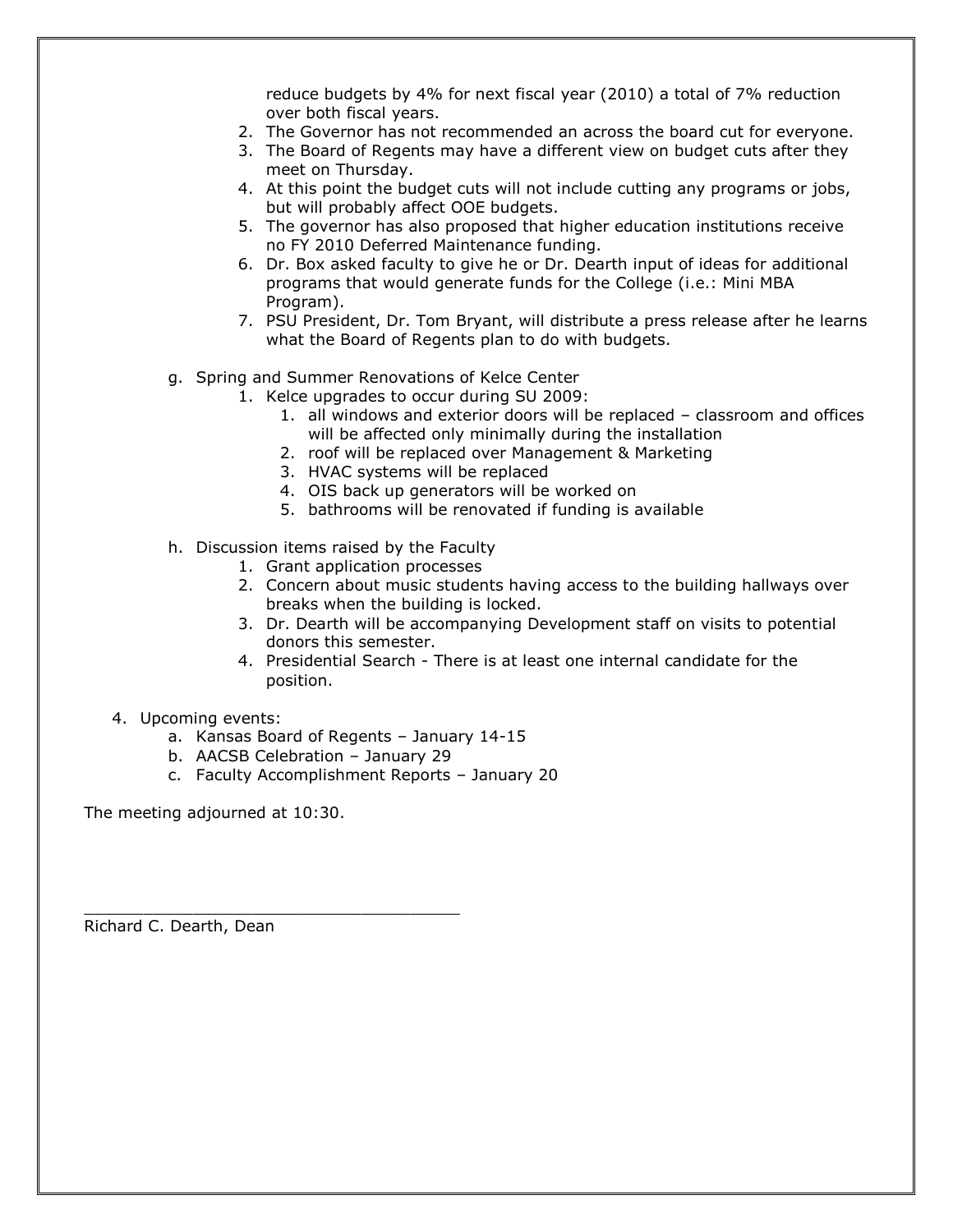reduce budgets by 4% for next fiscal year (2010) a total of 7% reduction over both fiscal years.

2. The Governor has not recommended an across the board cut for everyone.
3. The Board of Regents may have a different view on budget cuts after they meet on Thursday.
4. At this point the budget cuts will not include cutting any programs or jobs, but will probably affect OOE budgets.
5. The governor has also proposed that higher education institutions receive no FY 2010 Deferred Maintenance funding.
6. Dr. Box asked faculty to give he or Dr. Dearth input of ideas for additional programs that would generate funds for the College (i.e.: Mini MBA Program).
7. PSU President, Dr. Tom Bryant, will distribute a press release after he learns what the Board of Regents plan to do with budgets.

g. Spring and Summer Renovations of Kelce Center
   1. Kelce upgrades to occur during SU 2009:
      1. all windows and exterior doors will be replaced – classroom and offices will be affected only minimally during the installation
      2. roof will be replaced over Management & Marketing
      3. HVAC systems will be replaced
      4. OIS back up generators will be worked on
      5. bathrooms will be renovated if funding is available

h. Discussion items raised by the Faculty
   1. Grant application processes
   2. Concern about music students having access to the building hallways over breaks when the building is locked.
   3. Dr. Dearth will be accompanying Development staff on visits to potential donors this semester.
   4. Presidential Search - There is at least one internal candidate for the position.

4. Upcoming events:
   a. Kansas Board of Regents – January 14-15
   b. AACSB Celebration – January 29
   c. Faculty Accomplishment Reports – January 20

The meeting adjourned at 10:30.

\_\_\_\_\_\_\_\_\_\_\_\_\_\_\_\_\_\_\_\_\_\_\_\_\_\_\_\_\_\_\_\_\_\_\_\_\_\_\_\_

Richard C. Dearth, Dean